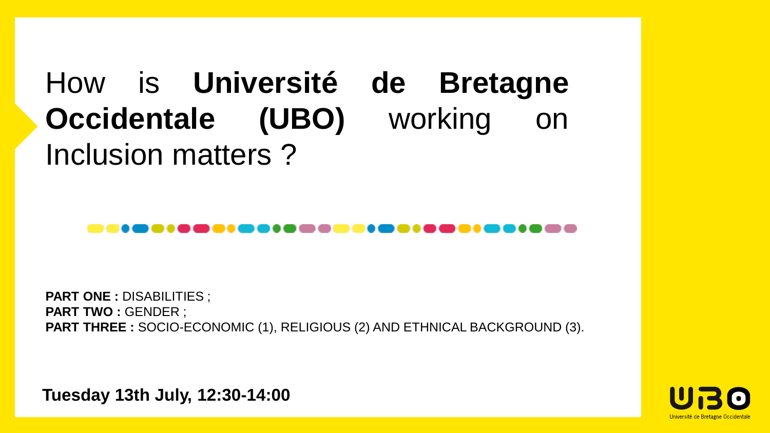# How is **Université de Bretagne Occidentale (UBO)** working on Inclusion matters ?

**PART ONE :** DISABILITIES ;
**PART TWO :** GENDER ;
**PART THREE :** SOCIO-ECONOMIC (1), RELIGIOUS (2) AND ETHNICAL BACKGROUND (3).

**Tuesday 13th July, 12:30-14:00**

UBO
Université de Bretagne Occidentale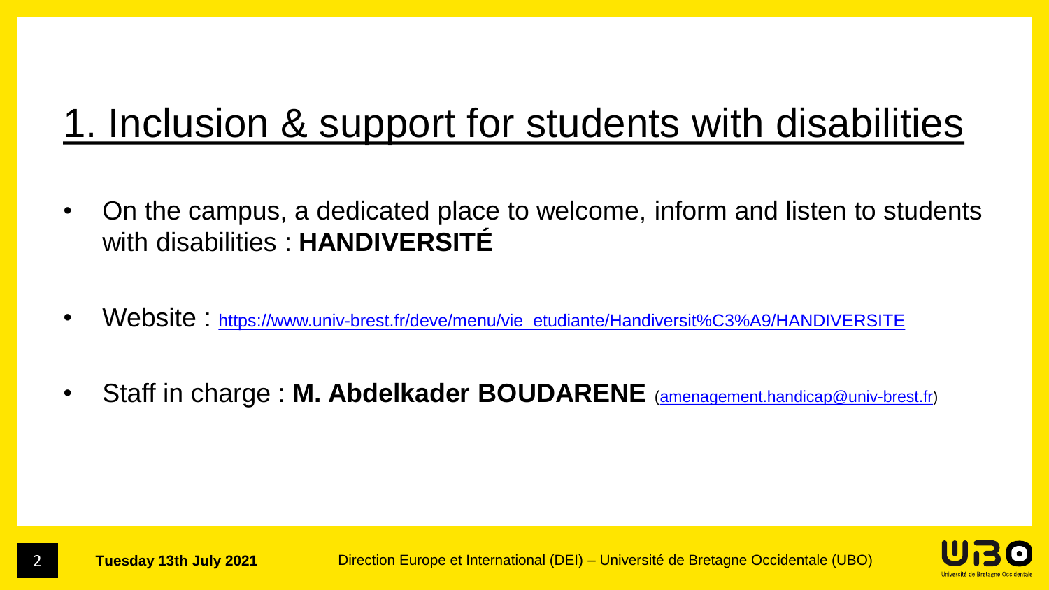# 1. Inclusion & support for students with disabilities

- On the campus, a dedicated place to welcome, inform and listen to students with disabilities : **HANDIVERSITÉ**
- Website : https://www.univ-brest.fr/deve/menu/vie_etudiante/Handiversit%C3%A9/HANDIVERSITE
- Staff in charge : **M. Abdelkader BOUDARENE** (amenagement.handicap@univ-brest.fr)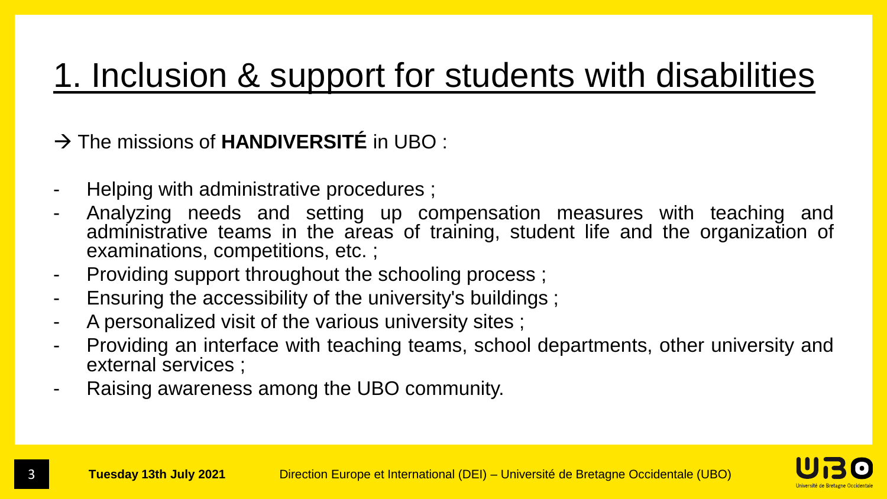# 1. Inclusion & support for students with disabilities

→ The missions of **HANDIVERSITÉ** in UBO :

- Helping with administrative procedures ;
- Analyzing needs and setting up compensation measures with teaching and administrative teams in the areas of training, student life and the organization of examinations, competitions, etc. ;
- Providing support throughout the schooling process ;
- Ensuring the accessibility of the university's buildings ;
- A personalized visit of the various university sites ;
- Providing an interface with teaching teams, school departments, other university and external services ;
- Raising awareness among the UBO community.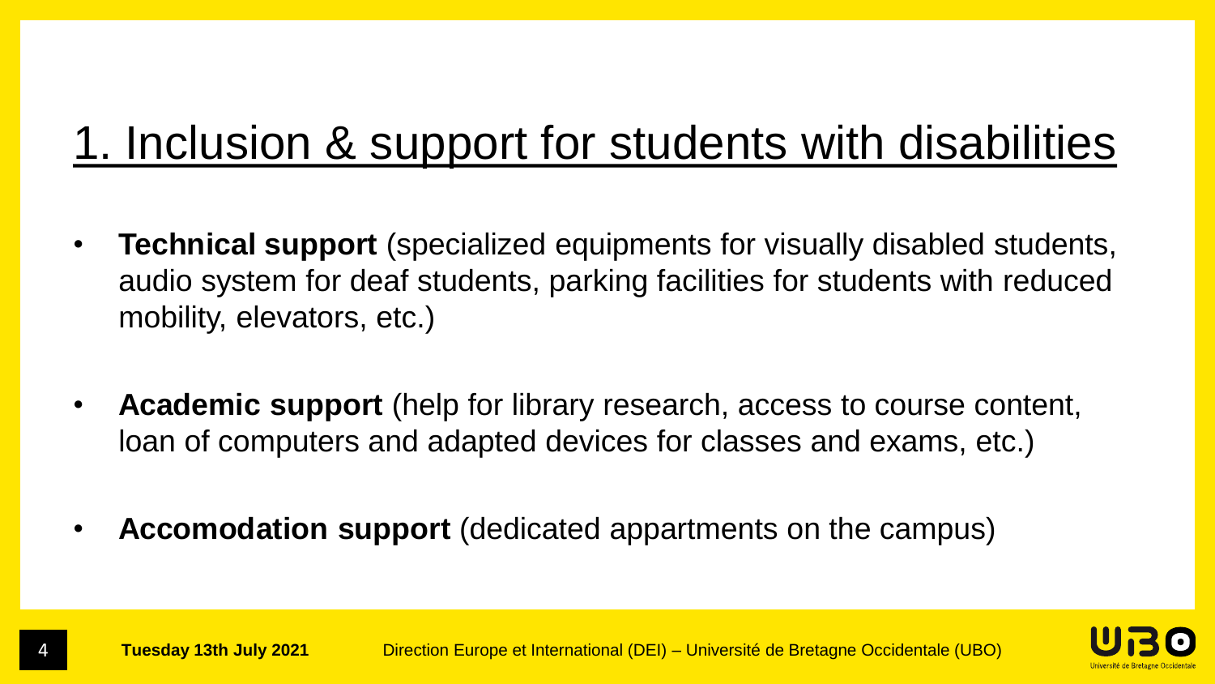# 1. Inclusion & support for students with disabilities

- **Technical support** (specialized equipments for visually disabled students, audio system for deaf students, parking facilities for students with reduced mobility, elevators, etc.)
- **Academic support** (help for library research, access to course content, loan of computers and adapted devices for classes and exams, etc.)
- **Accomodation support** (dedicated appartments on the campus)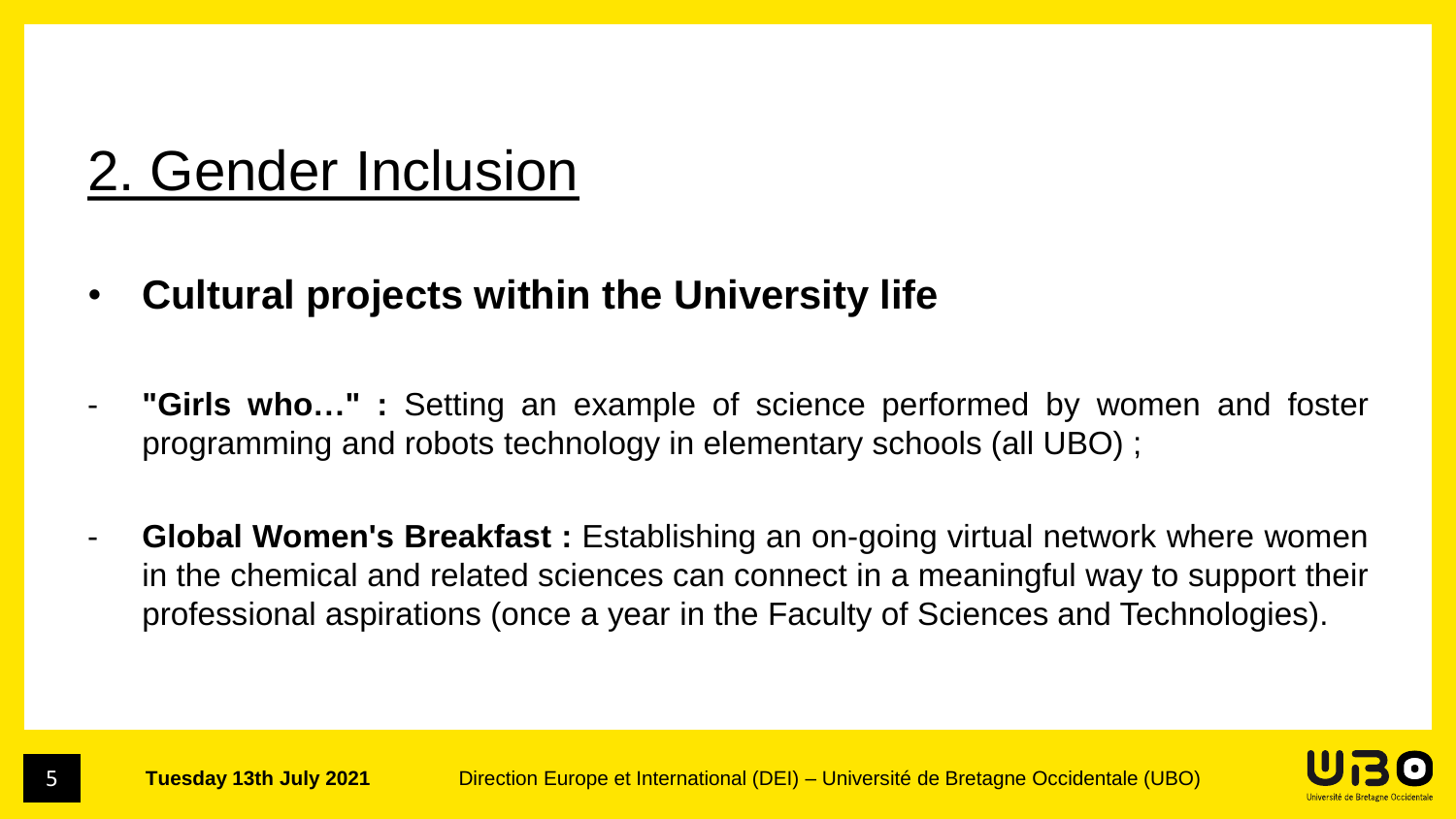# 2. Gender Inclusion

- **Cultural projects within the University life**

- **"Girls who…" :** Setting an example of science performed by women and foster programming and robots technology in elementary schools (all UBO) ;

- **Global Women's Breakfast :** Establishing an on-going virtual network where women in the chemical and related sciences can connect in a meaningful way to support their professional aspirations (once a year in the Faculty of Sciences and Technologies).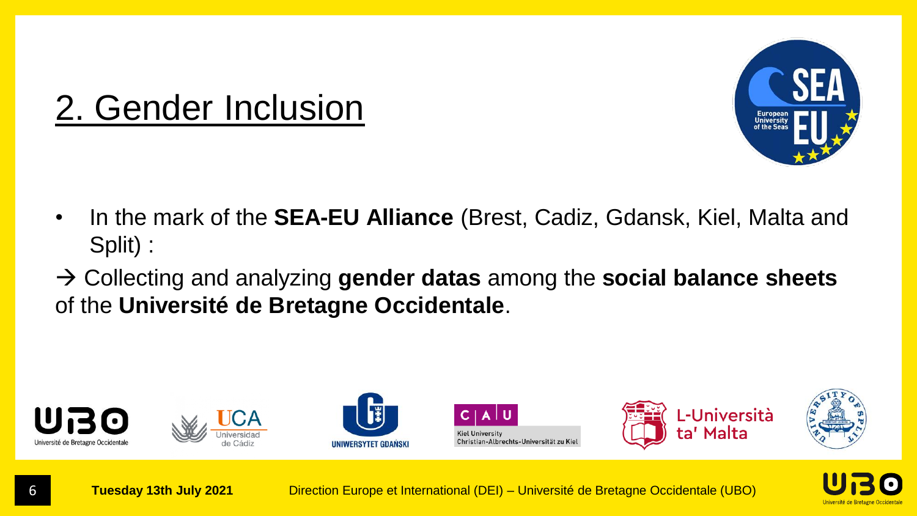## 2. Gender Inclusion

- In the mark of the **SEA-EU Alliance** (Brest, Cadiz, Gdansk, Kiel, Malta and Split) :

→ Collecting and analyzing **gender datas** among the **social balance sheets** of the **Université de Bretagne Occidentale**.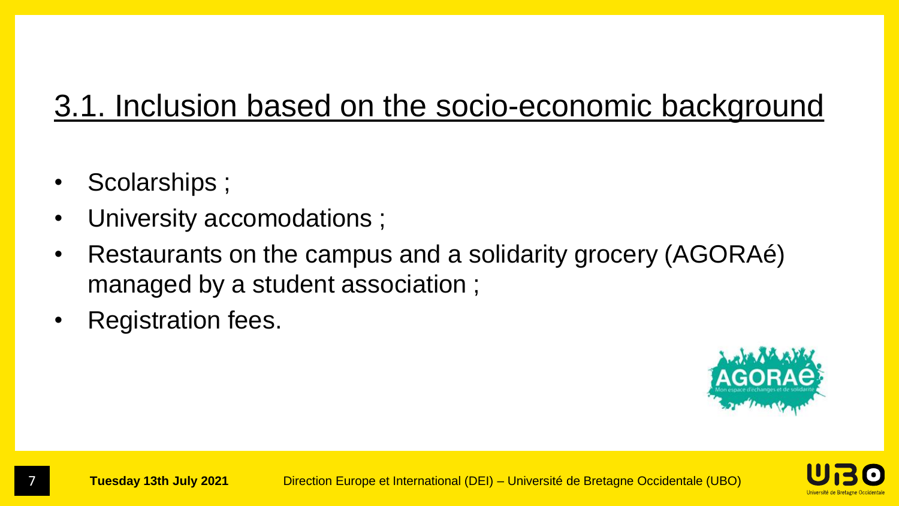## 3.1. Inclusion based on the socio-economic background

- Scolarships ;
- University accomodations ;
- Restaurants on the campus and a solidarity grocery (AGORAé) managed by a student association ;
- Registration fees.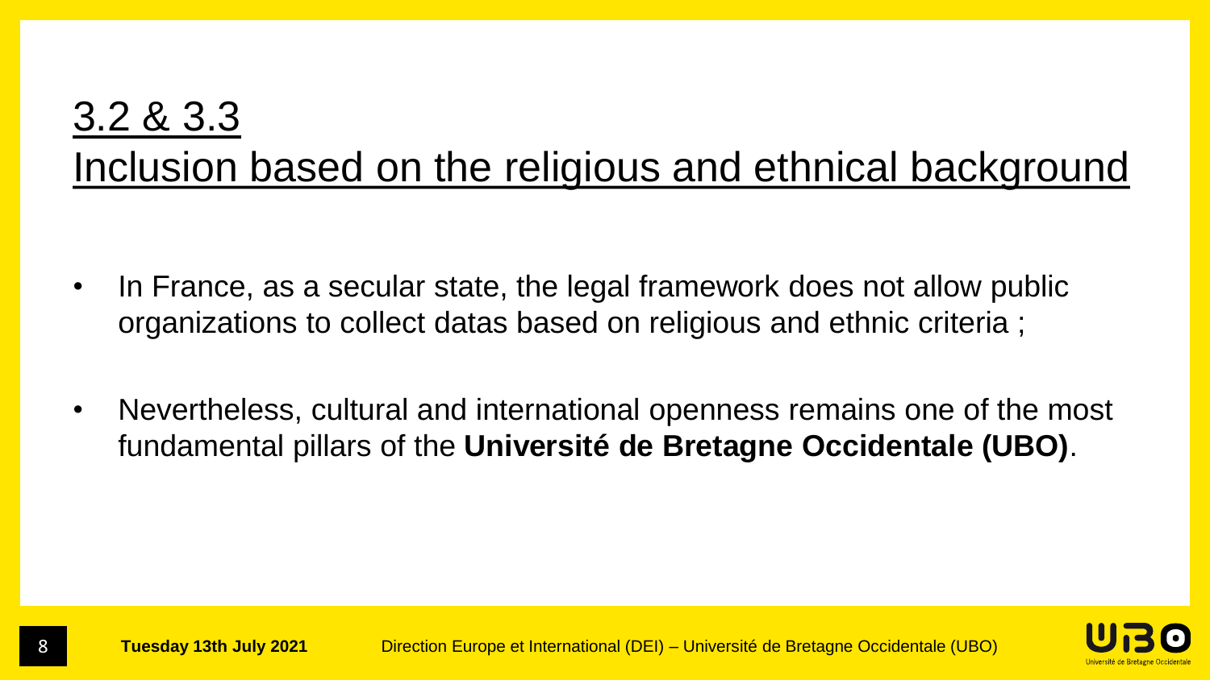# 3.2 & 3.3

# Inclusion based on the religious and ethnical background

- In France, as a secular state, the legal framework does not allow public organizations to collect datas based on religious and ethnic criteria ;
- Nevertheless, cultural and international openness remains one of the most fundamental pillars of the **Université de Bretagne Occidentale (UBO)**.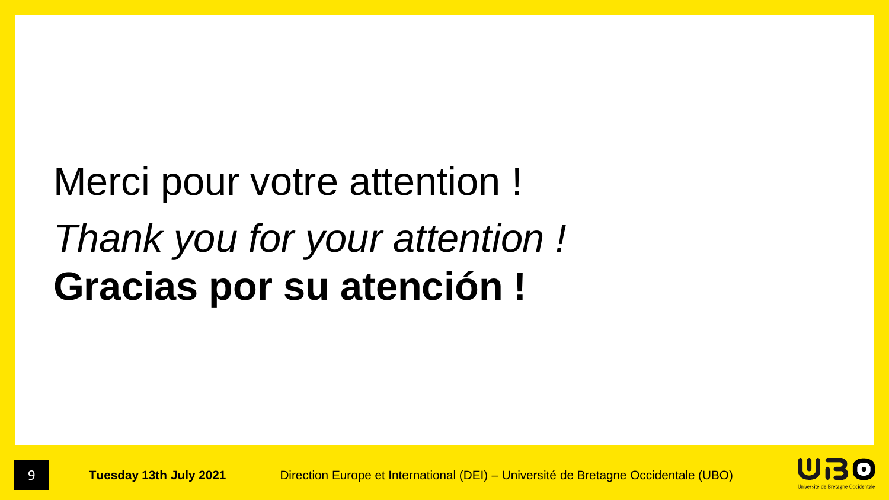Merci pour votre attention !

*Thank you for your attention !*

**Gracias por su atención !**